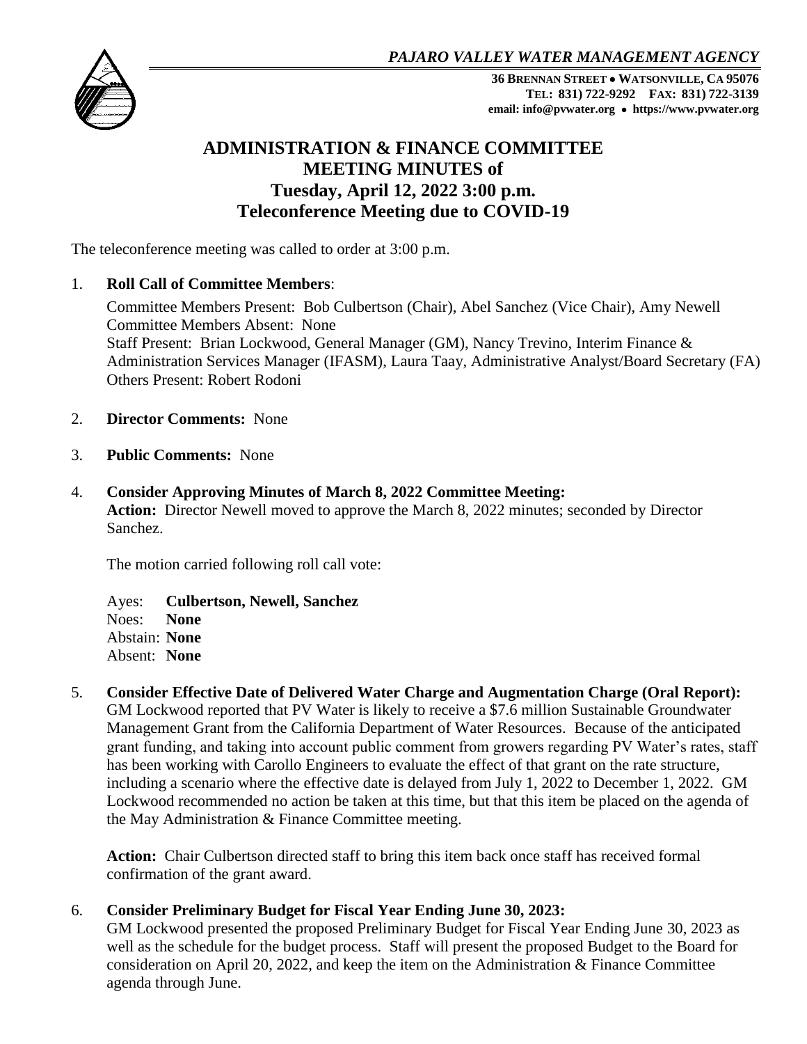*PAJARO VALLEY WATER MANAGEMENT AGENCY*

**36 BRENNAN STREET ● WATSONVILLE, CA 95076**
**TEL: 831) 722-9292 FAX: 831) 722-3139**
**email: info@pvwater.org ● https://www.pvwater.org**

# ADMINISTRATION & FINANCE COMMITTEE
# MEETING MINUTES of
# Tuesday, April 12, 2022 3:00 p.m.
# Teleconference Meeting due to COVID-19

The teleconference meeting was called to order at 3:00 p.m.

1. **Roll Call of Committee Members**:

   Committee Members Present: Bob Culbertson (Chair), Abel Sanchez (Vice Chair), Amy Newell
   Committee Members Absent: None
   Staff Present: Brian Lockwood, General Manager (GM), Nancy Trevino, Interim Finance & Administration Services Manager (IFASM), Laura Taay, Administrative Analyst/Board Secretary (FA)
   Others Present: Robert Rodoni

2. **Director Comments:** None

3. **Public Comments:** None

4. **Consider Approving Minutes of March 8, 2022 Committee Meeting:**
   **Action:** Director Newell moved to approve the March 8, 2022 minutes; seconded by Director Sanchez.

   The motion carried following roll call vote:

   Ayes: **Culbertson, Newell, Sanchez**
   Noes: **None**
   Abstain: **None**
   Absent: **None**

5. **Consider Effective Date of Delivered Water Charge and Augmentation Charge (Oral Report):**
   GM Lockwood reported that PV Water is likely to receive a $7.6 million Sustainable Groundwater Management Grant from the California Department of Water Resources. Because of the anticipated grant funding, and taking into account public comment from growers regarding PV Water's rates, staff has been working with Carollo Engineers to evaluate the effect of that grant on the rate structure, including a scenario where the effective date is delayed from July 1, 2022 to December 1, 2022. GM Lockwood recommended no action be taken at this time, but that this item be placed on the agenda of the May Administration & Finance Committee meeting.

   **Action:** Chair Culbertson directed staff to bring this item back once staff has received formal confirmation of the grant award.

6. **Consider Preliminary Budget for Fiscal Year Ending June 30, 2023:**
   GM Lockwood presented the proposed Preliminary Budget for Fiscal Year Ending June 30, 2023 as well as the schedule for the budget process. Staff will present the proposed Budget to the Board for consideration on April 20, 2022, and keep the item on the Administration & Finance Committee agenda through June.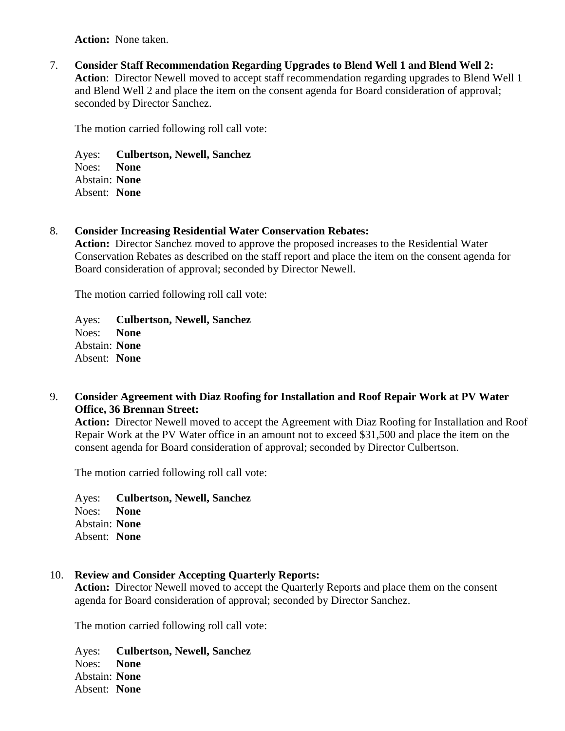**Action:** None taken.

7. **Consider Staff Recommendation Regarding Upgrades to Blend Well 1 and Blend Well 2:**
   **Action**: Director Newell moved to accept staff recommendation regarding upgrades to Blend Well 1 and Blend Well 2 and place the item on the consent agenda for Board consideration of approval; seconded by Director Sanchez.

   The motion carried following roll call vote:

   Ayes: **Culbertson, Newell, Sanchez**
   Noes: **None**
   Abstain: **None**
   Absent: **None**

8. **Consider Increasing Residential Water Conservation Rebates:**
   **Action:** Director Sanchez moved to approve the proposed increases to the Residential Water Conservation Rebates as described on the staff report and place the item on the consent agenda for Board consideration of approval; seconded by Director Newell.

   The motion carried following roll call vote:

   Ayes: **Culbertson, Newell, Sanchez**
   Noes: **None**
   Abstain: **None**
   Absent: **None**

9. **Consider Agreement with Diaz Roofing for Installation and Roof Repair Work at PV Water Office, 36 Brennan Street:**
   **Action:** Director Newell moved to accept the Agreement with Diaz Roofing for Installation and Roof Repair Work at the PV Water office in an amount not to exceed $31,500 and place the item on the consent agenda for Board consideration of approval; seconded by Director Culbertson.

   The motion carried following roll call vote:

   Ayes: **Culbertson, Newell, Sanchez**
   Noes: **None**
   Abstain: **None**
   Absent: **None**

10. **Review and Consider Accepting Quarterly Reports:**
    **Action:** Director Newell moved to accept the Quarterly Reports and place them on the consent agenda for Board consideration of approval; seconded by Director Sanchez.

    The motion carried following roll call vote:

    Ayes: **Culbertson, Newell, Sanchez**
    Noes: **None**
    Abstain: **None**
    Absent: **None**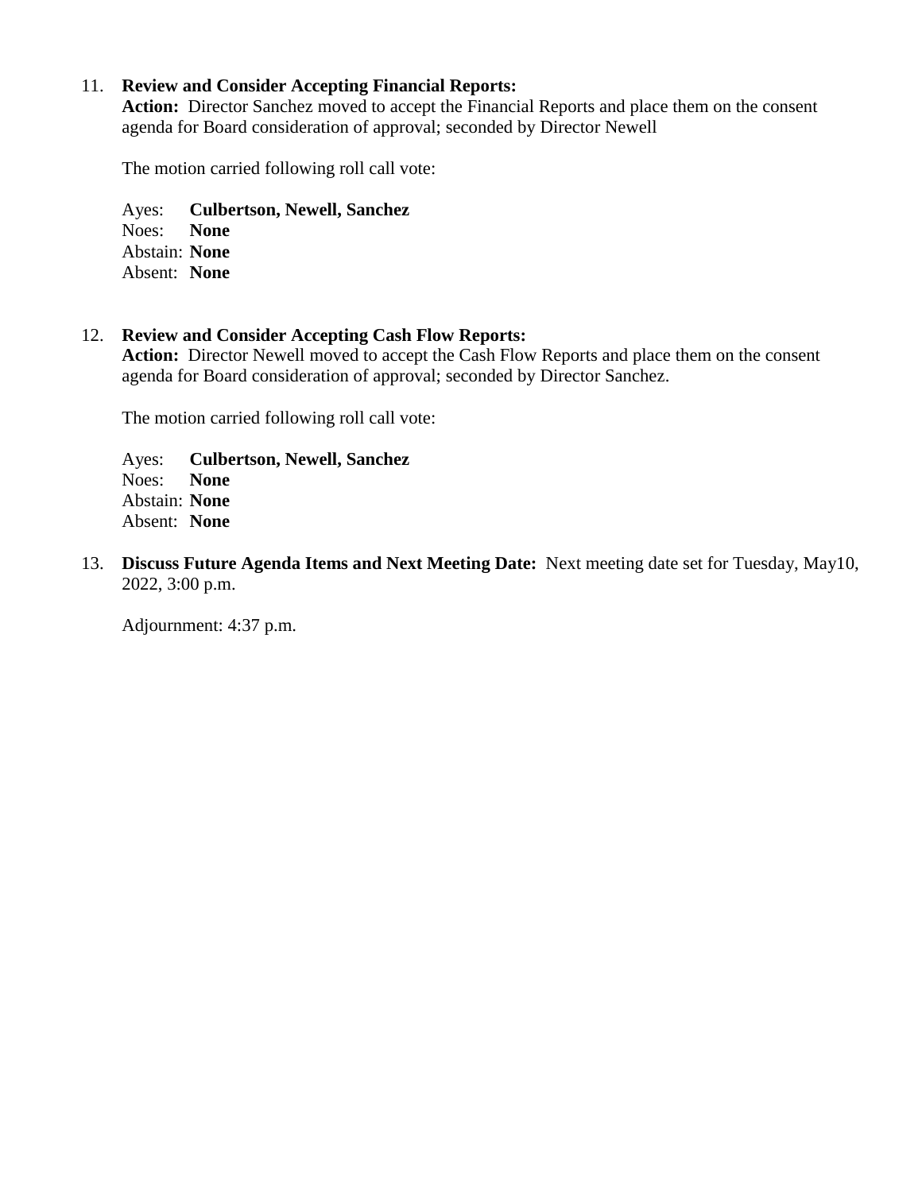11. **Review and Consider Accepting Financial Reports:**
    **Action:** Director Sanchez moved to accept the Financial Reports and place them on the consent agenda for Board consideration of approval; seconded by Director Newell

    The motion carried following roll call vote:

    Ayes: **Culbertson, Newell, Sanchez**
    Noes: **None**
    Abstain: **None**
    Absent: **None**

12. **Review and Consider Accepting Cash Flow Reports:**
    **Action:** Director Newell moved to accept the Cash Flow Reports and place them on the consent agenda for Board consideration of approval; seconded by Director Sanchez.

    The motion carried following roll call vote:

    Ayes: **Culbertson, Newell, Sanchez**
    Noes: **None**
    Abstain: **None**
    Absent: **None**

13. **Discuss Future Agenda Items and Next Meeting Date:** Next meeting date set for Tuesday, May10, 2022, 3:00 p.m.

    Adjournment: 4:37 p.m.